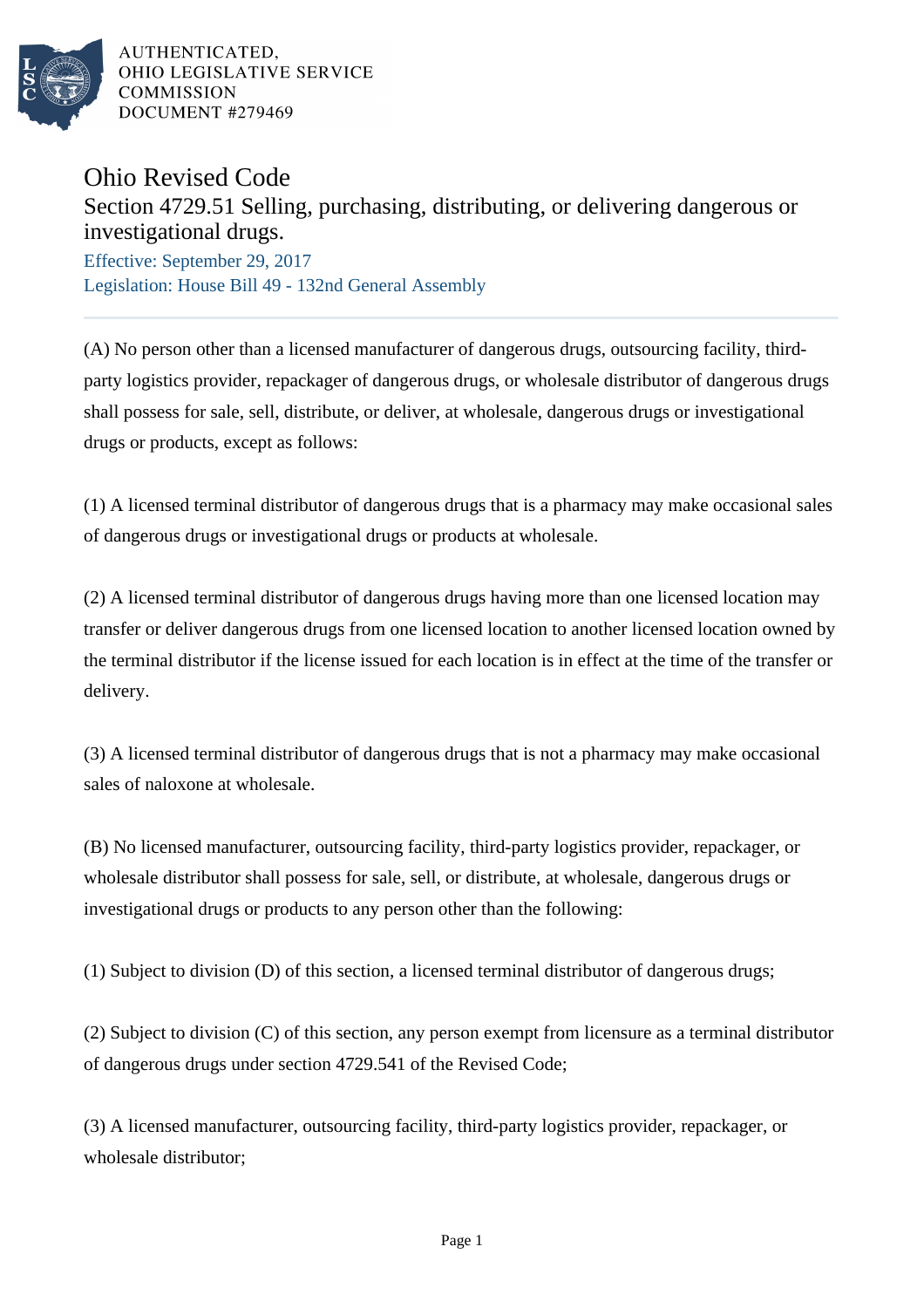AUTHENTICATED,
OHIO LEGISLATIVE SERVICE
COMMISSION
DOCUMENT #279469

# Ohio Revised Code

## Section 4729.51 Selling, purchasing, distributing, or delivering dangerous or investigational drugs.

Effective: September 29, 2017

Legislation: House Bill 49 - 132nd General Assembly

---

(A) No person other than a licensed manufacturer of dangerous drugs, outsourcing facility, third-party logistics provider, repackager of dangerous drugs, or wholesale distributor of dangerous drugs shall possess for sale, sell, distribute, or deliver, at wholesale, dangerous drugs or investigational drugs or products, except as follows:

(1) A licensed terminal distributor of dangerous drugs that is a pharmacy may make occasional sales of dangerous drugs or investigational drugs or products at wholesale.

(2) A licensed terminal distributor of dangerous drugs having more than one licensed location may transfer or deliver dangerous drugs from one licensed location to another licensed location owned by the terminal distributor if the license issued for each location is in effect at the time of the transfer or delivery.

(3) A licensed terminal distributor of dangerous drugs that is not a pharmacy may make occasional sales of naloxone at wholesale.

(B) No licensed manufacturer, outsourcing facility, third-party logistics provider, repackager, or wholesale distributor shall possess for sale, sell, or distribute, at wholesale, dangerous drugs or investigational drugs or products to any person other than the following:

(1) Subject to division (D) of this section, a licensed terminal distributor of dangerous drugs;

(2) Subject to division (C) of this section, any person exempt from licensure as a terminal distributor of dangerous drugs under section 4729.541 of the Revised Code;

(3) A licensed manufacturer, outsourcing facility, third-party logistics provider, repackager, or wholesale distributor;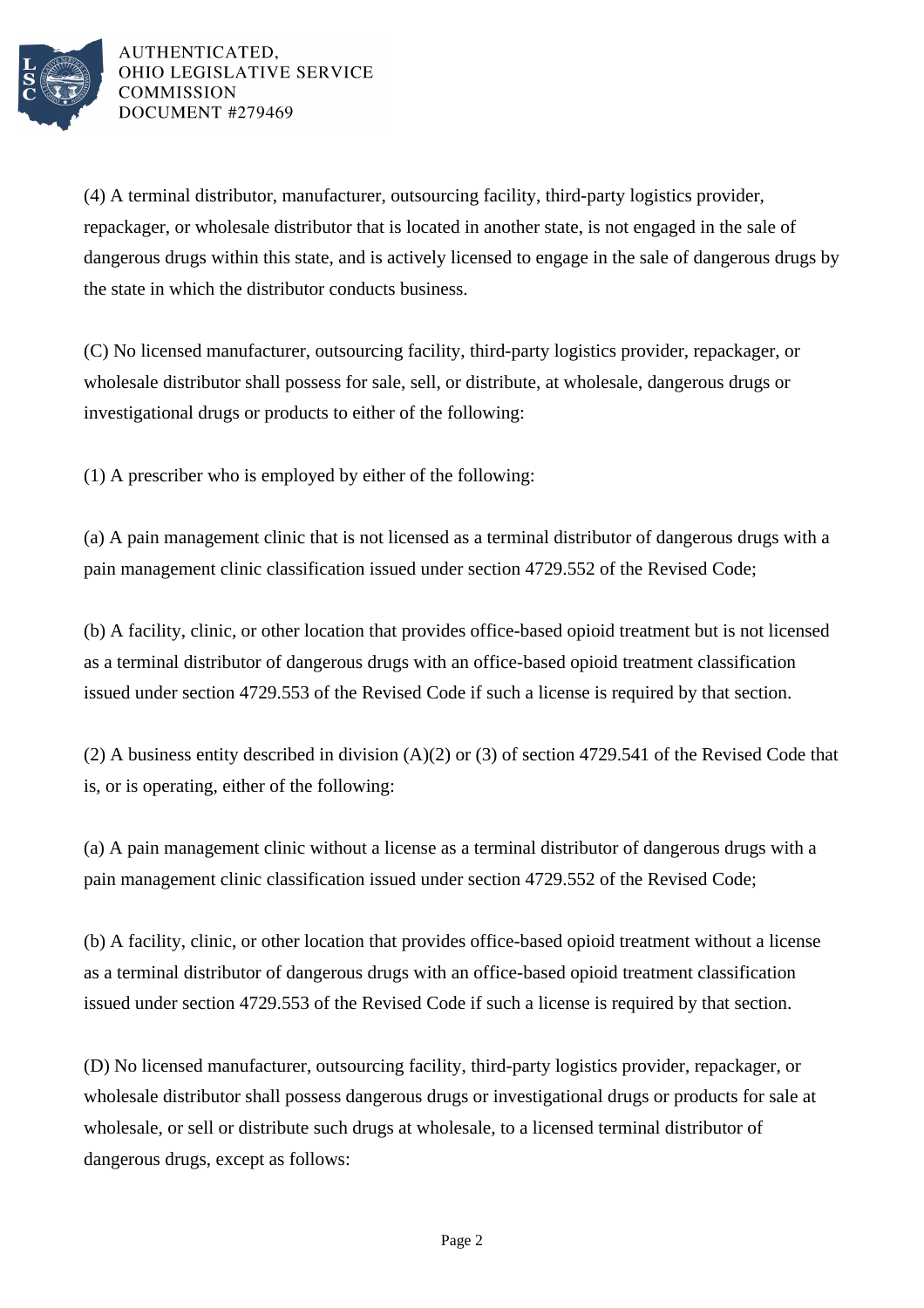(4) A terminal distributor, manufacturer, outsourcing facility, third-party logistics provider, repackager, or wholesale distributor that is located in another state, is not engaged in the sale of dangerous drugs within this state, and is actively licensed to engage in the sale of dangerous drugs by the state in which the distributor conducts business.

(C) No licensed manufacturer, outsourcing facility, third-party logistics provider, repackager, or wholesale distributor shall possess for sale, sell, or distribute, at wholesale, dangerous drugs or investigational drugs or products to either of the following:

(1) A prescriber who is employed by either of the following:

(a) A pain management clinic that is not licensed as a terminal distributor of dangerous drugs with a pain management clinic classification issued under section 4729.552 of the Revised Code;

(b) A facility, clinic, or other location that provides office-based opioid treatment but is not licensed as a terminal distributor of dangerous drugs with an office-based opioid treatment classification issued under section 4729.553 of the Revised Code if such a license is required by that section.

(2) A business entity described in division (A)(2) or (3) of section 4729.541 of the Revised Code that is, or is operating, either of the following:

(a) A pain management clinic without a license as a terminal distributor of dangerous drugs with a pain management clinic classification issued under section 4729.552 of the Revised Code;

(b) A facility, clinic, or other location that provides office-based opioid treatment without a license as a terminal distributor of dangerous drugs with an office-based opioid treatment classification issued under section 4729.553 of the Revised Code if such a license is required by that section.

(D) No licensed manufacturer, outsourcing facility, third-party logistics provider, repackager, or wholesale distributor shall possess dangerous drugs or investigational drugs or products for sale at wholesale, or sell or distribute such drugs at wholesale, to a licensed terminal distributor of dangerous drugs, except as follows: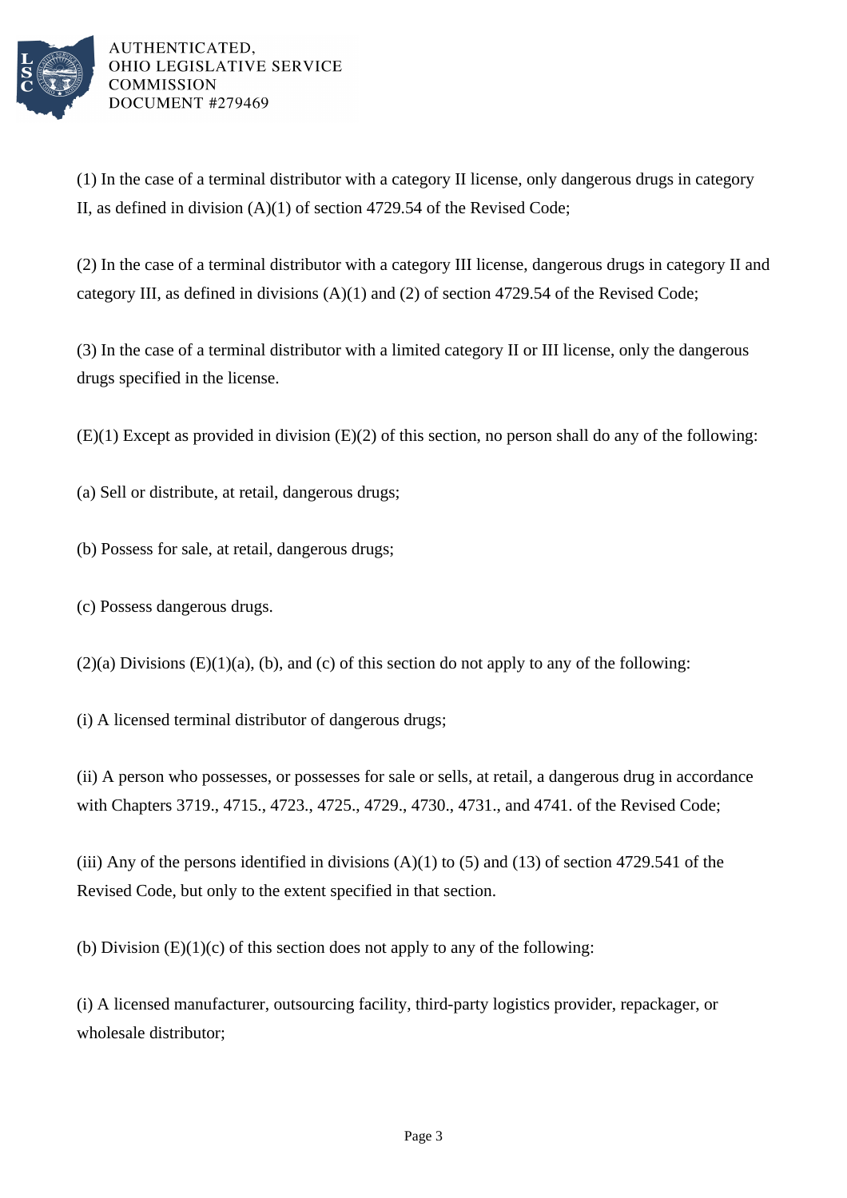(1) In the case of a terminal distributor with a category II license, only dangerous drugs in category II, as defined in division (A)(1) of section 4729.54 of the Revised Code;

(2) In the case of a terminal distributor with a category III license, dangerous drugs in category II and category III, as defined in divisions (A)(1) and (2) of section 4729.54 of the Revised Code;

(3) In the case of a terminal distributor with a limited category II or III license, only the dangerous drugs specified in the license.

(E)(1) Except as provided in division (E)(2) of this section, no person shall do any of the following:

(a) Sell or distribute, at retail, dangerous drugs;

(b) Possess for sale, at retail, dangerous drugs;

(c) Possess dangerous drugs.

(2)(a) Divisions (E)(1)(a), (b), and (c) of this section do not apply to any of the following:

(i) A licensed terminal distributor of dangerous drugs;

(ii) A person who possesses, or possesses for sale or sells, at retail, a dangerous drug in accordance with Chapters 3719., 4715., 4723., 4725., 4729., 4730., 4731., and 4741. of the Revised Code;

(iii) Any of the persons identified in divisions (A)(1) to (5) and (13) of section 4729.541 of the Revised Code, but only to the extent specified in that section.

(b) Division (E)(1)(c) of this section does not apply to any of the following:

(i) A licensed manufacturer, outsourcing facility, third-party logistics provider, repackager, or wholesale distributor;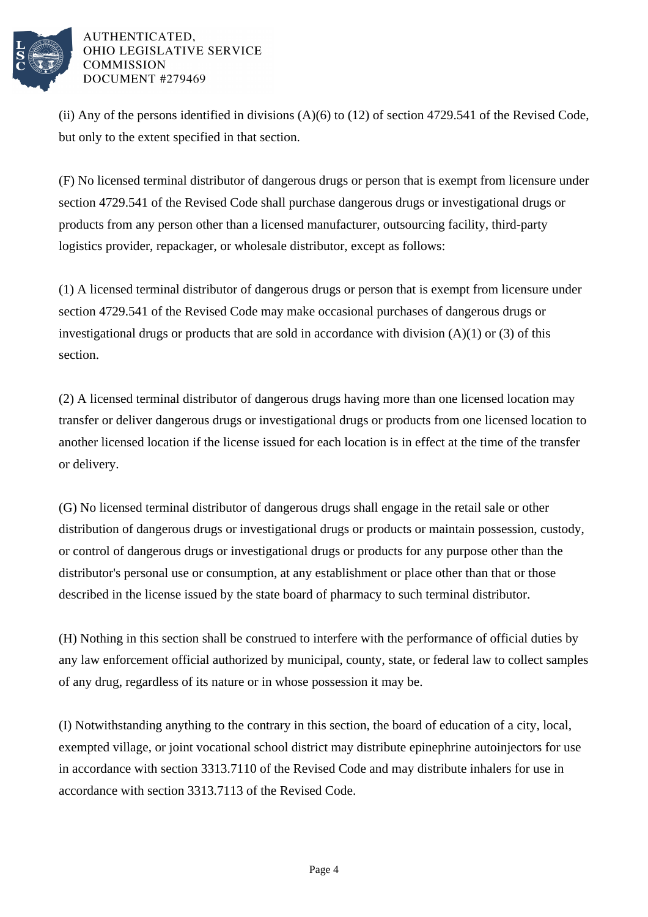(ii) Any of the persons identified in divisions (A)(6) to (12) of section 4729.541 of the Revised Code, but only to the extent specified in that section.

(F) No licensed terminal distributor of dangerous drugs or person that is exempt from licensure under section 4729.541 of the Revised Code shall purchase dangerous drugs or investigational drugs or products from any person other than a licensed manufacturer, outsourcing facility, third-party logistics provider, repackager, or wholesale distributor, except as follows:

(1) A licensed terminal distributor of dangerous drugs or person that is exempt from licensure under section 4729.541 of the Revised Code may make occasional purchases of dangerous drugs or investigational drugs or products that are sold in accordance with division (A)(1) or (3) of this section.

(2) A licensed terminal distributor of dangerous drugs having more than one licensed location may transfer or deliver dangerous drugs or investigational drugs or products from one licensed location to another licensed location if the license issued for each location is in effect at the time of the transfer or delivery.

(G) No licensed terminal distributor of dangerous drugs shall engage in the retail sale or other distribution of dangerous drugs or investigational drugs or products or maintain possession, custody, or control of dangerous drugs or investigational drugs or products for any purpose other than the distributor's personal use or consumption, at any establishment or place other than that or those described in the license issued by the state board of pharmacy to such terminal distributor.

(H) Nothing in this section shall be construed to interfere with the performance of official duties by any law enforcement official authorized by municipal, county, state, or federal law to collect samples of any drug, regardless of its nature or in whose possession it may be.

(I) Notwithstanding anything to the contrary in this section, the board of education of a city, local, exempted village, or joint vocational school district may distribute epinephrine autoinjectors for use in accordance with section 3313.7110 of the Revised Code and may distribute inhalers for use in accordance with section 3313.7113 of the Revised Code.